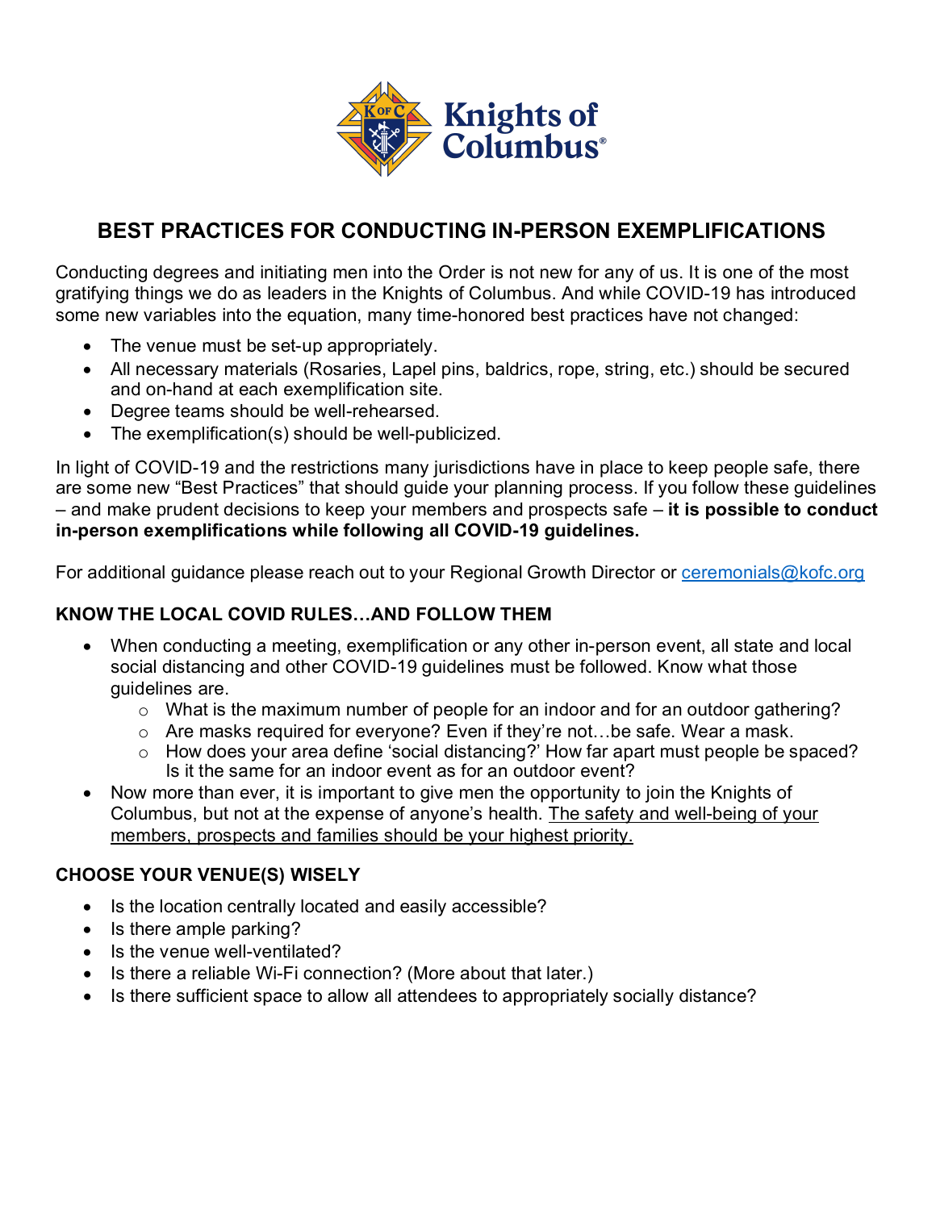# BEST PRACTICES FOR CONDUCTING IN-PERSON EXEMPLIFICATIONS

Conducting degrees and initiating men into the Order is not new for any of us. It is one of the most gratifying things we do as leaders in the Knights of Columbus. And while COVID-19 has introduced some new variables into the equation, many time-honored best practices have not changed:

- The venue must be set-up appropriately.
- All necessary materials (Rosaries, Lapel pins, baldrics, rope, string, etc.) should be secured and on-hand at each exemplification site.
- Degree teams should be well-rehearsed.
- The exemplification(s) should be well-publicized.

In light of COVID-19 and the restrictions many jurisdictions have in place to keep people safe, there are some new "Best Practices" that should guide your planning process. If you follow these guidelines – and make prudent decisions to keep your members and prospects safe – **it is possible to conduct in-person exemplifications while following all COVID-19 guidelines.**

For additional guidance please reach out to your Regional Growth Director or ceremonials@kofc.org

## KNOW THE LOCAL COVID RULES…AND FOLLOW THEM

- When conducting a meeting, exemplification or any other in-person event, all state and local social distancing and other COVID-19 guidelines must be followed. Know what those guidelines are.
  - What is the maximum number of people for an indoor and for an outdoor gathering?
  - Are masks required for everyone? Even if they're not…be safe. Wear a mask.
  - How does your area define 'social distancing?' How far apart must people be spaced? Is it the same for an indoor event as for an outdoor event?
- Now more than ever, it is important to give men the opportunity to join the Knights of Columbus, but not at the expense of anyone's health. The safety and well-being of your members, prospects and families should be your highest priority.

## CHOOSE YOUR VENUE(S) WISELY

- Is the location centrally located and easily accessible?
- Is there ample parking?
- Is the venue well-ventilated?
- Is there a reliable Wi-Fi connection? (More about that later.)
- Is there sufficient space to allow all attendees to appropriately socially distance?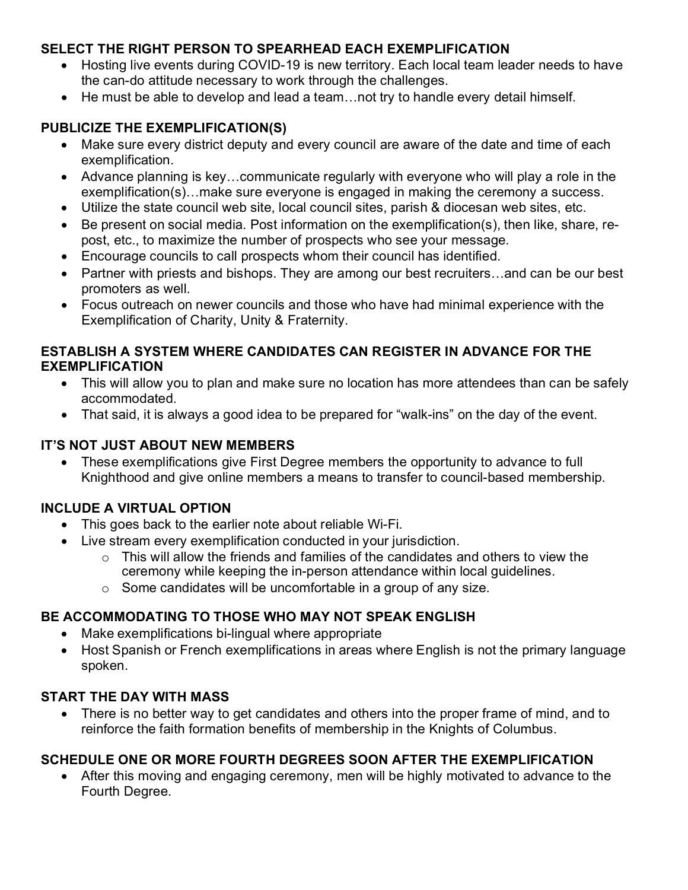## SELECT THE RIGHT PERSON TO SPEARHEAD EACH EXEMPLIFICATION

- Hosting live events during COVID-19 is new territory. Each local team leader needs to have the can-do attitude necessary to work through the challenges.
- He must be able to develop and lead a team…not try to handle every detail himself.

## PUBLICIZE THE EXEMPLIFICATION(S)

- Make sure every district deputy and every council are aware of the date and time of each exemplification.
- Advance planning is key…communicate regularly with everyone who will play a role in the exemplification(s)…make sure everyone is engaged in making the ceremony a success.
- Utilize the state council web site, local council sites, parish & diocesan web sites, etc.
- Be present on social media. Post information on the exemplification(s), then like, share, re-post, etc., to maximize the number of prospects who see your message.
- Encourage councils to call prospects whom their council has identified.
- Partner with priests and bishops. They are among our best recruiters…and can be our best promoters as well.
- Focus outreach on newer councils and those who have had minimal experience with the Exemplification of Charity, Unity & Fraternity.

## ESTABLISH A SYSTEM WHERE CANDIDATES CAN REGISTER IN ADVANCE FOR THE EXEMPLIFICATION

- This will allow you to plan and make sure no location has more attendees than can be safely accommodated.
- That said, it is always a good idea to be prepared for "walk-ins" on the day of the event.

## IT'S NOT JUST ABOUT NEW MEMBERS

- These exemplifications give First Degree members the opportunity to advance to full Knighthood and give online members a means to transfer to council-based membership.

## INCLUDE A VIRTUAL OPTION

- This goes back to the earlier note about reliable Wi-Fi.
- Live stream every exemplification conducted in your jurisdiction.
  - This will allow the friends and families of the candidates and others to view the ceremony while keeping the in-person attendance within local guidelines.
  - Some candidates will be uncomfortable in a group of any size.

## BE ACCOMMODATING TO THOSE WHO MAY NOT SPEAK ENGLISH

- Make exemplifications bi-lingual where appropriate
- Host Spanish or French exemplifications in areas where English is not the primary language spoken.

## START THE DAY WITH MASS

- There is no better way to get candidates and others into the proper frame of mind, and to reinforce the faith formation benefits of membership in the Knights of Columbus.

## SCHEDULE ONE OR MORE FOURTH DEGREES SOON AFTER THE EXEMPLIFICATION

- After this moving and engaging ceremony, men will be highly motivated to advance to the Fourth Degree.